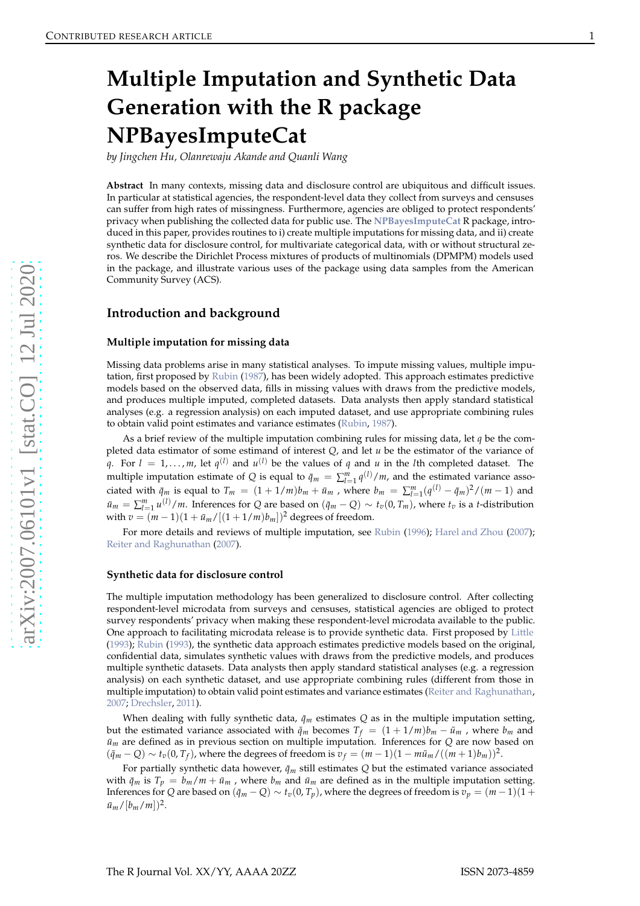# Multiple Imputation and Synthetic Data Generation with the R package NPBayesImputeCat

*by Jingchen Hu, Olanrewaju Akande and Quanli Wang*

**Abstract** In many contexts, missing data and disclosure control are ubiquitous and difficult issues. In particular at statistical agencies, the respondent-level data they collect from surveys and censuses can suffer from high rates of missingness. Furthermore, agencies are obliged to protect respondents' privacy when publishing the collected data for public use. The **NPBayesImputeCat** R package, introduced in this paper, provides routines to i) create multiple imputations for missing data, and ii) create synthetic data for disclosure control, for multivariate categorical data, with or without structural zeros. We describe the Dirichlet Process mixtures of products of multinomials (DPMPM) models used in the package, and illustrate various uses of the package using data samples from the American Community Survey (ACS).

## Introduction and background

### Multiple imputation for missing data

Missing data problems arise in many statistical analyses. To impute missing values, multiple imputation, first proposed by Rubin (1987), has been widely adopted. This approach estimates predictive models based on the observed data, fills in missing values with draws from the predictive models, and produces multiple imputed, completed datasets. Data analysts then apply standard statistical analyses (e.g. a regression analysis) on each imputed dataset, and use appropriate combining rules to obtain valid point estimates and variance estimates (Rubin, 1987).

As a brief review of the multiple imputation combining rules for missing data, let $q$ be the completed data estimator of some estimand of interest $Q$, and let $u$ be the estimator of the variance of $q$. For $l = 1, \ldots, m$, let $q^{(l)}$ and $u^{(l)}$ be the values of $q$ and $u$ in the $l$th completed dataset. The multiple imputation estimate of $Q$ is equal to $\bar{q}_m = \sum_{l=1}^{m} q^{(l)}/m$, and the estimated variance associated with $\bar{q}_m$ is equal to $T_m = (1 + 1/m)b_m + \bar{u}_m$ , where $b_m = \sum_{l=1}^{m}(q^{(l)} - \bar{q}_m)^2/(m-1)$ and $\bar{u}_m = \sum_{l=1}^{m} u^{(l)}/m$. Inferences for $Q$ are based on $(\bar{q}_m - Q) \sim t_v(0, T_m)$, where $t_v$ is a $t$-distribution with $v = (m-1)(1 + \bar{u}_m/[(1 + 1/m)b_m])^2$ degrees of freedom.

For more details and reviews of multiple imputation, see Rubin (1996); Harel and Zhou (2007); Reiter and Raghunathan (2007).

### Synthetic data for disclosure control

The multiple imputation methodology has been generalized to disclosure control. After collecting respondent-level microdata from surveys and censuses, statistical agencies are obliged to protect survey respondents' privacy when making these respondent-level microdata available to the public. One approach to facilitating microdata release is to provide synthetic data. First proposed by Little (1993); Rubin (1993), the synthetic data approach estimates predictive models based on the original, confidential data, simulates synthetic values with draws from the predictive models, and produces multiple synthetic datasets. Data analysts then apply standard statistical analyses (e.g. a regression analysis) on each synthetic dataset, and use appropriate combining rules (different from those in multiple imputation) to obtain valid point estimates and variance estimates (Reiter and Raghunathan, 2007; Drechsler, 2011).

When dealing with fully synthetic data, $\bar{q}_m$ estimates $Q$ as in the multiple imputation setting, but the estimated variance associated with $\bar{q}_m$ becomes $T_f = (1 + 1/m)b_m - \bar{u}_m$ , where $b_m$ and $\bar{u}_m$ are defined as in previous section on multiple imputation. Inferences for $Q$ are now based on $(\bar{q}_m - Q) \sim t_v(0, T_f)$, where the degrees of freedom is $v_f = (m-1)(1 - m\bar{u}_m/((m+1)b_m))^2$.

For partially synthetic data however, $\bar{q}_m$ still estimates $Q$ but the estimated variance associated with $\bar{q}_m$ is $T_p = b_m/m + \bar{u}_m$ , where $b_m$ and $\bar{u}_m$ are defined as in the multiple imputation setting. Inferences for $Q$ are based on $(\bar{q}_m - Q) \sim t_v(0, T_p)$, where the degrees of freedom is $v_p = (m-1)(1 + \bar{u}_m/[b_m/m])^2$.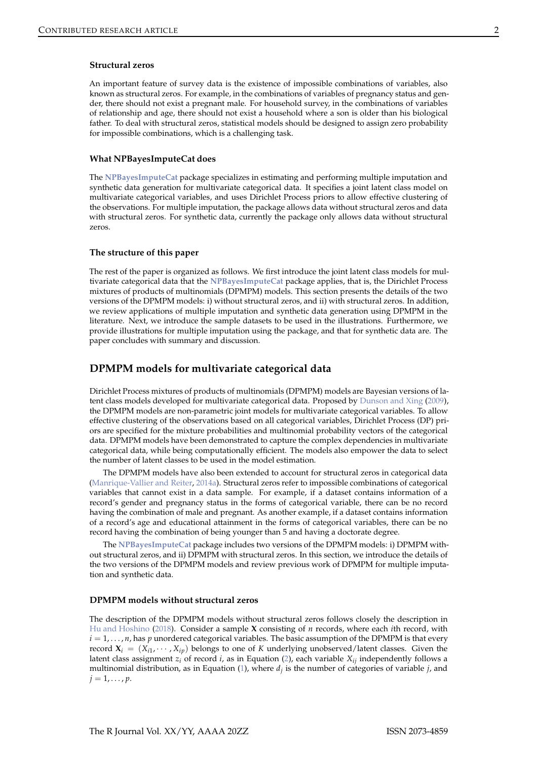#### Structural zeros

An important feature of survey data is the existence of impossible combinations of variables, also known as structural zeros. For example, in the combinations of variables of pregnancy status and gender, there should not exist a pregnant male. For household survey, in the combinations of variables of relationship and age, there should not exist a household where a son is older than his biological father. To deal with structural zeros, statistical models should be designed to assign zero probability for impossible combinations, which is a challenging task.

#### What NPBayesImputeCat does

The **NPBayesImputeCat** package specializes in estimating and performing multiple imputation and synthetic data generation for multivariate categorical data. It specifies a joint latent class model on multivariate categorical variables, and uses Dirichlet Process priors to allow effective clustering of the observations. For multiple imputation, the package allows data without structural zeros and data with structural zeros. For synthetic data, currently the package only allows data without structural zeros.

#### The structure of this paper

The rest of the paper is organized as follows. We first introduce the joint latent class models for multivariate categorical data that the **NPBayesImputeCat** package applies, that is, the Dirichlet Process mixtures of products of multinomials (DPMPM) models. This section presents the details of the two versions of the DPMPM models: i) without structural zeros, and ii) with structural zeros. In addition, we review applications of multiple imputation and synthetic data generation using DPMPM in the literature. Next, we introduce the sample datasets to be used in the illustrations. Furthermore, we provide illustrations for multiple imputation using the package, and that for synthetic data are. The paper concludes with summary and discussion.

## DPMPM models for multivariate categorical data

Dirichlet Process mixtures of products of multinomials (DPMPM) models are Bayesian versions of latent class models developed for multivariate categorical data. Proposed by Dunson and Xing (2009), the DPMPM models are non-parametric joint models for multivariate categorical variables. To allow effective clustering of the observations based on all categorical variables, Dirichlet Process (DP) priors are specified for the mixture probabilities and multinomial probability vectors of the categorical data. DPMPM models have been demonstrated to capture the complex dependencies in multivariate categorical data, while being computationally efficient. The models also empower the data to select the number of latent classes to be used in the model estimation.

The DPMPM models have also been extended to account for structural zeros in categorical data (Manrique-Vallier and Reiter, 2014a). Structural zeros refer to impossible combinations of categorical variables that cannot exist in a data sample. For example, if a dataset contains information of a record's gender and pregnancy status in the forms of categorical variable, there can be no record having the combination of male and pregnant. As another example, if a dataset contains information of a record's age and educational attainment in the forms of categorical variables, there can be no record having the combination of being younger than 5 and having a doctorate degree.

The **NPBayesImputeCat** package includes two versions of the DPMPM models: i) DPMPM without structural zeros, and ii) DPMPM with structural zeros. In this section, we introduce the details of the two versions of the DPMPM models and review previous work of DPMPM for multiple imputation and synthetic data.

#### DPMPM models without structural zeros

The description of the DPMPM models without structural zeros follows closely the description in Hu and Hoshino (2018). Consider a sample $\mathbf{X}$ consisting of $n$ records, where each $i$th record, with $i = 1, \ldots, n$, has $p$ unordered categorical variables. The basic assumption of the DPMPM is that every record $\mathbf{X}_i = (X_{i1}, \cdots, X_{ip})$ belongs to one of $K$ underlying unobserved/latent classes. Given the latent class assignment $z_i$ of record $i$, as in Equation (2), each variable $X_{ij}$ independently follows a multinomial distribution, as in Equation (1), where $d_j$ is the number of categories of variable $j$, and $j = 1, \ldots, p$.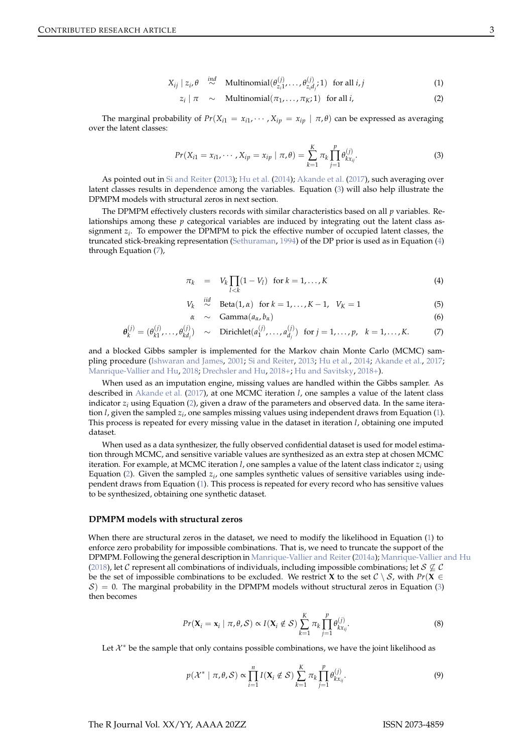$$X_{ij} \mid z_i, \theta \overset{ind}{\sim} \text{Multinomial}(\theta^{(j)}_{z_i1}, \ldots, \theta^{(j)}_{z_id_j}; 1) \quad \text{for all } i, j \tag{1}$$

$$z_i \mid \pi \sim \text{Multinomial}(\pi_1, \ldots, \pi_K; 1) \quad \text{for all } i, \tag{2}$$

The marginal probability of $Pr(X_{i1} = x_{i1}, \cdots, X_{ip} = x_{ip} \mid \pi, \theta)$ can be expressed as averaging over the latent classes:

$$Pr(X_{i1} = x_{i1}, \cdots, X_{ip} = x_{ip} \mid \pi, \theta) = \sum_{k=1}^{K} \pi_k \prod_{j=1}^{p} \theta^{(j)}_{kx_{ij}}. \tag{3}$$

As pointed out in Si and Reiter (2013); Hu et al. (2014); Akande et al. (2017), such averaging over latent classes results in dependence among the variables. Equation (3) will also help illustrate the DPMPM models with structural zeros in next section.

The DPMPM effectively clusters records with similar characteristics based on all $p$ variables. Relationships among these $p$ categorical variables are induced by integrating out the latent class assignment $z_i$. To empower the DPMPM to pick the effective number of occupied latent classes, the truncated stick-breaking representation (Sethuraman, 1994) of the DP prior is used as in Equation (4) through Equation (7),

$$\pi_k = V_k \prod_{l<k} (1 - V_l) \quad \text{for } k = 1, \ldots, K \tag{4}$$

$$V_k \overset{iid}{\sim} \text{Beta}(1, \alpha) \quad \text{for } k = 1, \ldots, K-1, \quad V_K = 1 \tag{5}$$

$$\alpha \sim \text{Gamma}(a_\alpha, b_\alpha) \tag{6}$$

$$\boldsymbol{\theta}^{(j)}_k = (\theta^{(j)}_{k1}, \ldots, \theta^{(j)}_{kd_j}) \sim \text{Dirichlet}(a^{(j)}_1, \ldots, a^{(j)}_{d_j}) \quad \text{for } j = 1, \ldots, p, \quad k = 1, \ldots, K. \tag{7}$$

and a blocked Gibbs sampler is implemented for the Markov chain Monte Carlo (MCMC) sampling procedure (Ishwaran and James, 2001; Si and Reiter, 2013; Hu et al., 2014; Akande et al., 2017; Manrique-Vallier and Hu, 2018; Drechsler and Hu, 2018+; Hu and Savitsky, 2018+).

When used as an imputation engine, missing values are handled within the Gibbs sampler. As described in Akande et al. (2017), at one MCMC iteration $l$, one samples a value of the latent class indicator $z_i$ using Equation (2), given a draw of the parameters and observed data. In the same iteration $l$, given the sampled $z_i$, one samples missing values using independent draws from Equation (1). This process is repeated for every missing value in the dataset in iteration $l$, obtaining one imputed dataset.

When used as a data synthesizer, the fully observed confidential dataset is used for model estimation through MCMC, and sensitive variable values are synthesized as an extra step at chosen MCMC iteration. For example, at MCMC iteration $l$, one samples a value of the latent class indicator $z_i$ using Equation (2). Given the sampled $z_i$, one samples synthetic values of sensitive variables using independent draws from Equation (1). This process is repeated for every record who has sensitive values to be synthesized, obtaining one synthetic dataset.

### DPMPM models with structural zeros

When there are structural zeros in the dataset, we need to modify the likelihood in Equation (1) to enforce zero probability for impossible combinations. That is, we need to truncate the support of the DPMPM. Following the general description in Manrique-Vallier and Reiter (2014a); Manrique-Vallier and Hu (2018), let $\mathcal{C}$ represent all combinations of individuals, including impossible combinations; let $\mathcal{S} \not\subseteq \mathcal{C}$ be the set of impossible combinations to be excluded. We restrict $\mathbf{X}$ to the set $\mathcal{C} \setminus \mathcal{S}$, with $Pr(\mathbf{X} \in \mathcal{S}) = 0$. The marginal probability in the DPMPM models without structural zeros in Equation (3) then becomes

$$Pr(\mathbf{X}_i = \mathbf{x}_i \mid \pi, \theta, \mathcal{S}) \propto I(\mathbf{X}_i \notin \mathcal{S}) \sum_{k=1}^{K} \pi_k \prod_{j=1}^{p} \theta^{(j)}_{kx_{ij}}. \tag{8}$$

Let $\mathcal{X}^*$ be the sample that only contains possible combinations, we have the joint likelihood as

$$p(\mathcal{X}^* \mid \pi, \theta, \mathcal{S}) \propto \prod_{i=1}^{n} I(\mathbf{X}_i \notin \mathcal{S}) \sum_{k=1}^{K} \pi_k \prod_{j=1}^{p} \theta^{(j)}_{kx_{ij}}. \tag{9}$$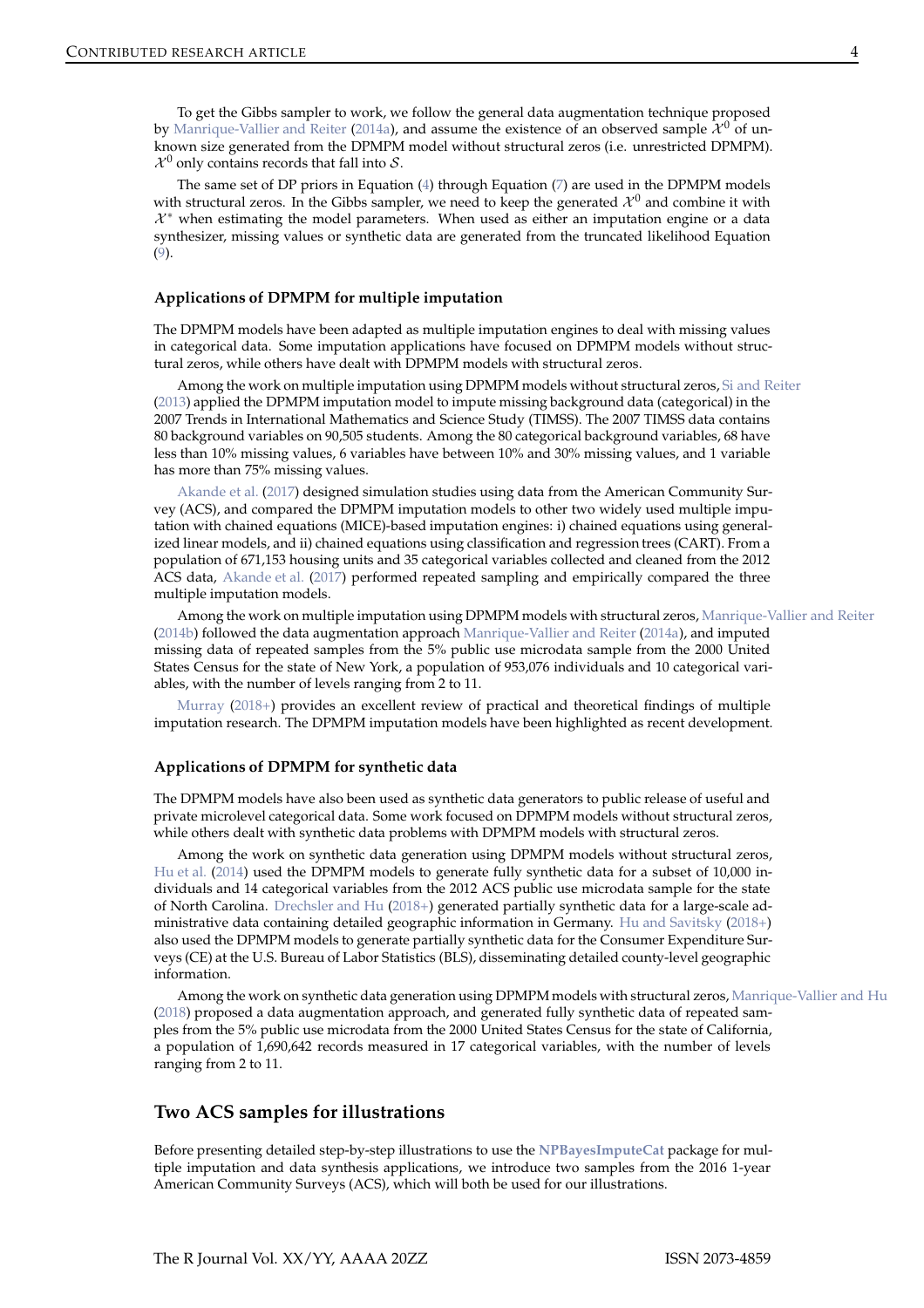To get the Gibbs sampler to work, we follow the general data augmentation technique proposed by Manrique-Vallier and Reiter (2014a), and assume the existence of an observed sample $\mathcal{X}^0$ of unknown size generated from the DPMPM model without structural zeros (i.e. unrestricted DPMPM). $\mathcal{X}^0$ only contains records that fall into $\mathcal{S}$.

The same set of DP priors in Equation (4) through Equation (7) are used in the DPMPM models with structural zeros. In the Gibbs sampler, we need to keep the generated $\mathcal{X}^0$ and combine it with $\mathcal{X}^*$ when estimating the model parameters. When used as either an imputation engine or a data synthesizer, missing values or synthetic data are generated from the truncated likelihood Equation (9).

### Applications of DPMPM for multiple imputation

The DPMPM models have been adapted as multiple imputation engines to deal with missing values in categorical data. Some imputation applications have focused on DPMPM models without structural zeros, while others have dealt with DPMPM models with structural zeros.

Among the work on multiple imputation using DPMPM models without structural zeros, Si and Reiter (2013) applied the DPMPM imputation model to impute missing background data (categorical) in the 2007 Trends in International Mathematics and Science Study (TIMSS). The 2007 TIMSS data contains 80 background variables on 90,505 students. Among the 80 categorical background variables, 68 have less than 10% missing values, 6 variables have between 10% and 30% missing values, and 1 variable has more than 75% missing values.

Akande et al. (2017) designed simulation studies using data from the American Community Survey (ACS), and compared the DPMPM imputation models to other two widely used multiple imputation with chained equations (MICE)-based imputation engines: i) chained equations using generalized linear models, and ii) chained equations using classification and regression trees (CART). From a population of 671,153 housing units and 35 categorical variables collected and cleaned from the 2012 ACS data, Akande et al. (2017) performed repeated sampling and empirically compared the three multiple imputation models.

Among the work on multiple imputation using DPMPM models with structural zeros, Manrique-Vallier and Reiter (2014b) followed the data augmentation approach Manrique-Vallier and Reiter (2014a), and imputed missing data of repeated samples from the 5% public use microdata sample from the 2000 United States Census for the state of New York, a population of 953,076 individuals and 10 categorical variables, with the number of levels ranging from 2 to 11.

Murray (2018+) provides an excellent review of practical and theoretical findings of multiple imputation research. The DPMPM imputation models have been highlighted as recent development.

### Applications of DPMPM for synthetic data

The DPMPM models have also been used as synthetic data generators to public release of useful and private microlevel categorical data. Some work focused on DPMPM models without structural zeros, while others dealt with synthetic data problems with DPMPM models with structural zeros.

Among the work on synthetic data generation using DPMPM models without structural zeros, Hu et al. (2014) used the DPMPM models to generate fully synthetic data for a subset of 10,000 individuals and 14 categorical variables from the 2012 ACS public use microdata sample for the state of North Carolina. Drechsler and Hu (2018+) generated partially synthetic data for a large-scale administrative data containing detailed geographic information in Germany. Hu and Savitsky (2018+) also used the DPMPM models to generate partially synthetic data for the Consumer Expenditure Surveys (CE) at the U.S. Bureau of Labor Statistics (BLS), disseminating detailed county-level geographic information.

Among the work on synthetic data generation using DPMPM models with structural zeros, Manrique-Vallier and Hu (2018) proposed a data augmentation approach, and generated fully synthetic data of repeated samples from the 5% public use microdata from the 2000 United States Census for the state of California, a population of 1,690,642 records measured in 17 categorical variables, with the number of levels ranging from 2 to 11.

## Two ACS samples for illustrations

Before presenting detailed step-by-step illustrations to use the **NPBayesImputeCat** package for multiple imputation and data synthesis applications, we introduce two samples from the 2016 1-year American Community Surveys (ACS), which will both be used for our illustrations.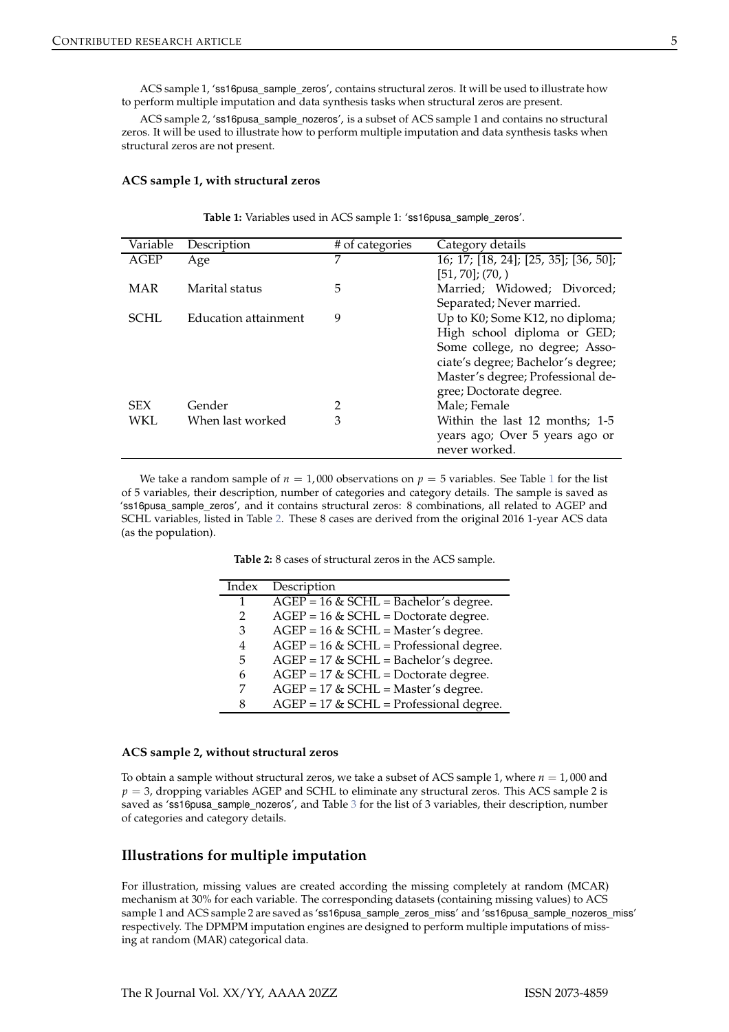ACS sample 1, 'ss16pusa_sample_zeros', contains structural zeros. It will be used to illustrate how to perform multiple imputation and data synthesis tasks when structural zeros are present.

ACS sample 2, 'ss16pusa_sample_nozeros', is a subset of ACS sample 1 and contains no structural zeros. It will be used to illustrate how to perform multiple imputation and data synthesis tasks when structural zeros are not present.

#### ACS sample 1, with structural zeros

**Table 1:** Variables used in ACS sample 1: 'ss16pusa_sample_zeros'.

| Variable | Description | # of categories | Category details |
|---|---|---|---|
| AGEP | Age | 7 | 16; 17; [18, 24]; [25, 35]; [36, 50]; [51, 70]; (70, ) |
| MAR | Marital status | 5 | Married; Widowed; Divorced; Separated; Never married. |
| SCHL | Education attainment | 9 | Up to K0; Some K12, no diploma; High school diploma or GED; Some college, no degree; Associate's degree; Bachelor's degree; Master's degree; Professional degree; Doctorate degree. |
| SEX | Gender | 2 | Male; Female |
| WKL | When last worked | 3 | Within the last 12 months; 1-5 years ago; Over 5 years ago or never worked. |

We take a random sample of $n = 1,000$ observations on $p = 5$ variables. See Table 1 for the list of 5 variables, their description, number of categories and category details. The sample is saved as 'ss16pusa_sample_zeros', and it contains structural zeros: 8 combinations, all related to AGEP and SCHL variables, listed in Table 2. These 8 cases are derived from the original 2016 1-year ACS data (as the population).

**Table 2:** 8 cases of structural zeros in the ACS sample.

| Index | Description |
|---|---|
| 1 | AGEP = 16 & SCHL = Bachelor's degree. |
| 2 | AGEP = 16 & SCHL = Doctorate degree. |
| 3 | AGEP = 16 & SCHL = Master's degree. |
| 4 | AGEP = 16 & SCHL = Professional degree. |
| 5 | AGEP = 17 & SCHL = Bachelor's degree. |
| 6 | AGEP = 17 & SCHL = Doctorate degree. |
| 7 | AGEP = 17 & SCHL = Master's degree. |
| 8 | AGEP = 17 & SCHL = Professional degree. |

#### ACS sample 2, without structural zeros

To obtain a sample without structural zeros, we take a subset of ACS sample 1, where $n = 1,000$ and $p = 3$, dropping variables AGEP and SCHL to eliminate any structural zeros. This ACS sample 2 is saved as 'ss16pusa_sample_nozeros', and Table 3 for the list of 3 variables, their description, number of categories and category details.

## Illustrations for multiple imputation

For illustration, missing values are created according the missing completely at random (MCAR) mechanism at 30% for each variable. The corresponding datasets (containing missing values) to ACS sample 1 and ACS sample 2 are saved as 'ss16pusa_sample_zeros_miss' and 'ss16pusa_sample_nozeros_miss' respectively. The DPMPM imputation engines are designed to perform multiple imputations of missing at random (MAR) categorical data.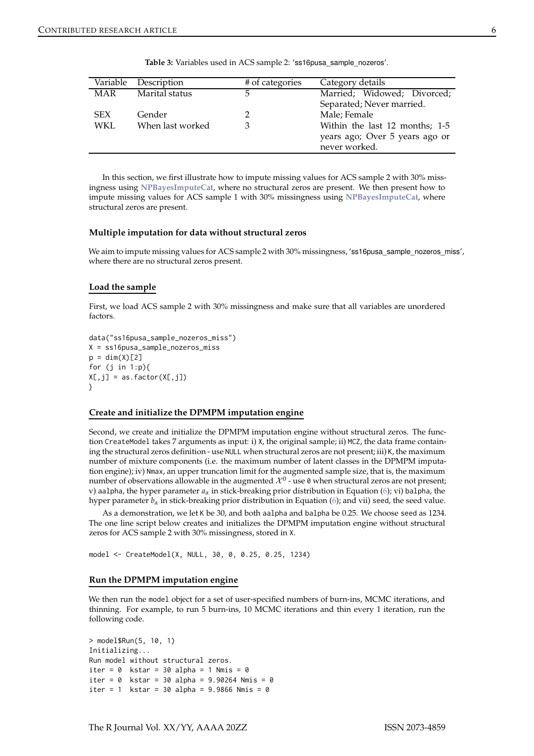**Table 3:** Variables used in ACS sample 2: 'ss16pusa_sample_nozeros'.

| Variable | Description | # of categories | Category details |
|---|---|---|---|
| MAR | Marital status | 5 | Married; Widowed; Divorced; Separated; Never married. |
| SEX | Gender | 2 | Male; Female |
| WKL | When last worked | 3 | Within the last 12 months; 1-5 years ago; Over 5 years ago or never worked. |

In this section, we first illustrate how to impute missing values for ACS sample 2 with 30% missingness using **NPBayesImputeCat**, where no structural zeros are present. We then present how to impute missing values for ACS sample 1 with 30% missingness using **NPBayesImputeCat**, where structural zeros are present.

### Multiple imputation for data without structural zeros

We aim to impute missing values for ACS sample 2 with 30% missingness, 'ss16pusa_sample_nozeros_miss', where there are no structural zeros present.

#### Load the sample

First, we load ACS sample 2 with 30% missingness and make sure that all variables are unordered factors.

```
data("ss16pusa_sample_nozeros_miss")
X = ss16pusa_sample_nozeros_miss
p = dim(X)[2]
for (j in 1:p){
X[,j] = as.factor(X[,j])
}
```

#### Create and initialize the DPMPM imputation engine

Second, we create and initialize the DPMPM imputation engine without structural zeros. The function `CreateModel` takes 7 arguments as input: i) `X`, the original sample; ii) `MCZ`, the data frame containing the structural zeros definition - use `NULL` when structural zeros are not present; iii) `K`, the maximum number of mixture components (i.e. the maximum number of latent classes in the DPMPM imputation engine); iv) `Nmax`, an upper truncation limit for the augmented sample size, that is, the maximum number of observations allowable in the augmented $\mathcal{X}^0$ - use `0` when structural zeros are not present; v) `aalpha`, the hyper parameter $a_\alpha$ in stick-breaking prior distribution in Equation (6); vi) `balpha`, the hyper parameter $b_\alpha$ in stick-breaking prior distribution in Equation (6); and vii) `seed`, the seed value.

As a demonstration, we let `K` be 30, and both `aalpha` and `balpha` be 0.25. We choose `seed` as 1234. The one line script below creates and initializes the DPMPM imputation engine without structural zeros for ACS sample 2 with 30% missingness, stored in `X`.

```
model <- CreateModel(X, NULL, 30, 0, 0.25, 0.25, 1234)
```

#### Run the DPMPM imputation engine

We then run the `model` object for a set of user-specified numbers of burn-ins, MCMC iterations, and thinning. For example, to run 5 burn-ins, 10 MCMC iterations and thin every 1 iteration, run the following code.

```
> model$Run(5, 10, 1)
Initializing...
Run model without structural zeros.
iter = 0  kstar = 30 alpha = 1 Nmis = 0
iter = 0  kstar = 30 alpha = 9.90264 Nmis = 0
iter = 1  kstar = 30 alpha = 9.9866 Nmis = 0
```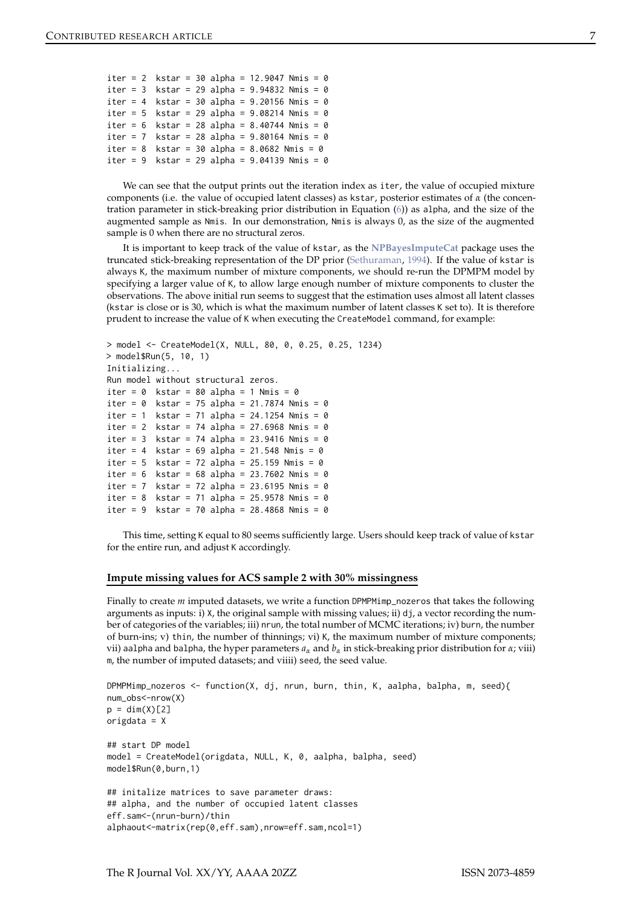```
iter = 2  kstar = 30 alpha = 12.9047 Nmis = 0
iter = 3  kstar = 29 alpha = 9.94832 Nmis = 0
iter = 4  kstar = 30 alpha = 9.20156 Nmis = 0
iter = 5  kstar = 29 alpha = 9.08214 Nmis = 0
iter = 6  kstar = 28 alpha = 8.40744 Nmis = 0
iter = 7  kstar = 28 alpha = 9.80164 Nmis = 0
iter = 8  kstar = 30 alpha = 8.0682 Nmis = 0
iter = 9  kstar = 29 alpha = 9.04139 Nmis = 0
```

We can see that the output prints out the iteration index as iter, the value of occupied mixture components (i.e. the value of occupied latent classes) as kstar, posterior estimates of $\alpha$ (the concentration parameter in stick-breaking prior distribution in Equation (6)) as alpha, and the size of the augmented sample as Nmis. In our demonstration, Nmis is always 0, as the size of the augmented sample is 0 when there are no structural zeros.

It is important to keep track of the value of kstar, as the **NPBayesImputeCat** package uses the truncated stick-breaking representation of the DP prior (Sethuraman, 1994). If the value of kstar is always K, the maximum number of mixture components, we should re-run the DPMPM model by specifying a larger value of K, to allow large enough number of mixture components to cluster the observations. The above initial run seems to suggest that the estimation uses almost all latent classes (kstar is close or is 30, which is what the maximum number of latent classes K set to). It is therefore prudent to increase the value of K when executing the CreateModel command, for example:

```
> model <- CreateModel(X, NULL, 80, 0, 0.25, 0.25, 1234)
> model$Run(5, 10, 1)
Initializing...
Run model without structural zeros.
iter = 0  kstar = 80 alpha = 1 Nmis = 0
iter = 0  kstar = 75 alpha = 21.7874 Nmis = 0
iter = 1  kstar = 71 alpha = 24.1254 Nmis = 0
iter = 2  kstar = 74 alpha = 27.6968 Nmis = 0
iter = 3  kstar = 74 alpha = 23.9416 Nmis = 0
iter = 4  kstar = 69 alpha = 21.548 Nmis = 0
iter = 5  kstar = 72 alpha = 25.159 Nmis = 0
iter = 6  kstar = 68 alpha = 23.7602 Nmis = 0
iter = 7  kstar = 72 alpha = 23.6195 Nmis = 0
iter = 8  kstar = 71 alpha = 25.9578 Nmis = 0
iter = 9  kstar = 70 alpha = 28.4868 Nmis = 0
```

This time, setting K equal to 80 seems sufficiently large. Users should keep track of value of kstar for the entire run, and adjust K accordingly.

#### Impute missing values for ACS sample 2 with 30% missingness

Finally to create $m$ imputed datasets, we write a function DPMPMimp_nozeros that takes the following arguments as inputs: i) X, the original sample with missing values; ii) dj, a vector recording the number of categories of the variables; iii) nrun, the total number of MCMC iterations; iv) burn, the number of burn-ins; v) thin, the number of thinnings; vi) K, the maximum number of mixture components; vii) aalpha and balpha, the hyper parameters $a_\alpha$ and $b_\alpha$ in stick-breaking prior distribution for $\alpha$; viii) m, the number of imputed datasets; and viiii) seed, the seed value.

```
DPMPMimp_nozeros <- function(X, dj, nrun, burn, thin, K, aalpha, balpha, m, seed){
num_obs<-nrow(X)
p = dim(X)[2]
origdata = X

## start DP model
model = CreateModel(origdata, NULL, K, 0, aalpha, balpha, seed)
model$Run(0,burn,1)

## initalize matrices to save parameter draws:
## alpha, and the number of occupied latent classes
eff.sam<-(nrun-burn)/thin
alphaout<-matrix(rep(0,eff.sam),nrow=eff.sam,ncol=1)
```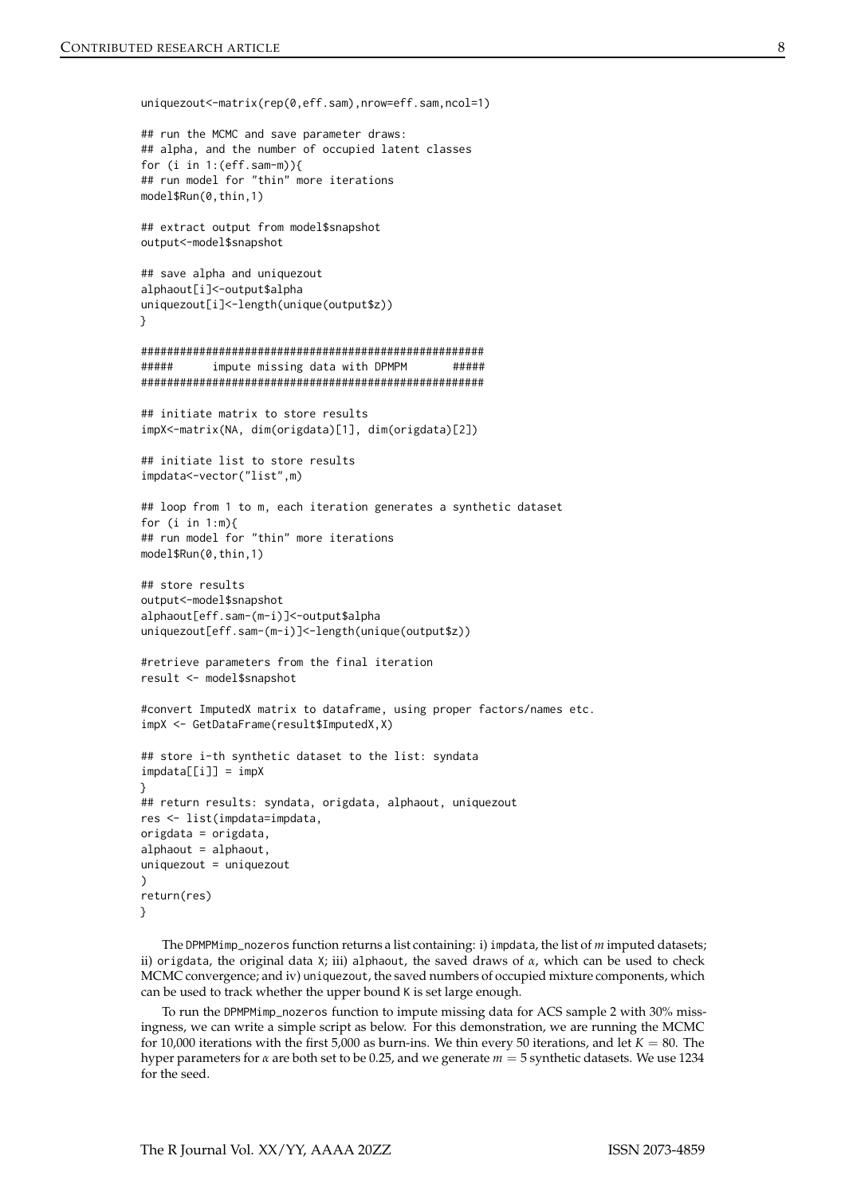```
uniquezout<-matrix(rep(0,eff.sam),nrow=eff.sam,ncol=1)

## run the MCMC and save parameter draws:
## alpha, and the number of occupied latent classes
for (i in 1:(eff.sam-m)){
## run model for "thin" more iterations
model$Run(0,thin,1)

## extract output from model$snapshot
output<-model$snapshot

## save alpha and uniquezout
alphaout[i]<-output$alpha
uniquezout[i]<-length(unique(output$z))
}

####################################################
#####      impute missing data with DPMPM      #####
####################################################

## initiate matrix to store results
impX<-matrix(NA, dim(origdata)[1], dim(origdata)[2])

## initiate list to store results
impdata<-vector("list",m)

## loop from 1 to m, each iteration generates a synthetic dataset
for (i in 1:m){
## run model for "thin" more iterations
model$Run(0,thin,1)

## store results
output<-model$snapshot
alphaout[eff.sam-(m-i)]<-output$alpha
uniquezout[eff.sam-(m-i)]<-length(unique(output$z))

#retrieve parameters from the final iteration
result <- model$snapshot

#convert ImputedX matrix to dataframe, using proper factors/names etc.
impX <- GetDataFrame(result$ImputedX,X)

## store i-th synthetic dataset to the list: syndata
impdata[[i]] = impX
}
## return results: syndata, origdata, alphaout, uniquezout
res <- list(impdata=impdata,
origdata = origdata,
alphaout = alphaout,
uniquezout = uniquezout
)
return(res)
}
```

The `DPMPMimp_nozeros` function returns a list containing: i) `impdata`, the list of $m$ imputed datasets; ii) `origdata`, the original data `X`; iii) `alphaout`, the saved draws of $\alpha$, which can be used to check MCMC convergence; and iv) `uniquezout`, the saved numbers of occupied mixture components, which can be used to track whether the upper bound `K` is set large enough.

To run the `DPMPMimp_nozeros` function to impute missing data for ACS sample 2 with 30% missingness, we can write a simple script as below. For this demonstration, we are running the MCMC for 10,000 iterations with the first 5,000 as burn-ins. We thin every 50 iterations, and let $K = 80$. The hyper parameters for $\alpha$ are both set to be 0.25, and we generate $m = 5$ synthetic datasets. We use 1234 for the seed.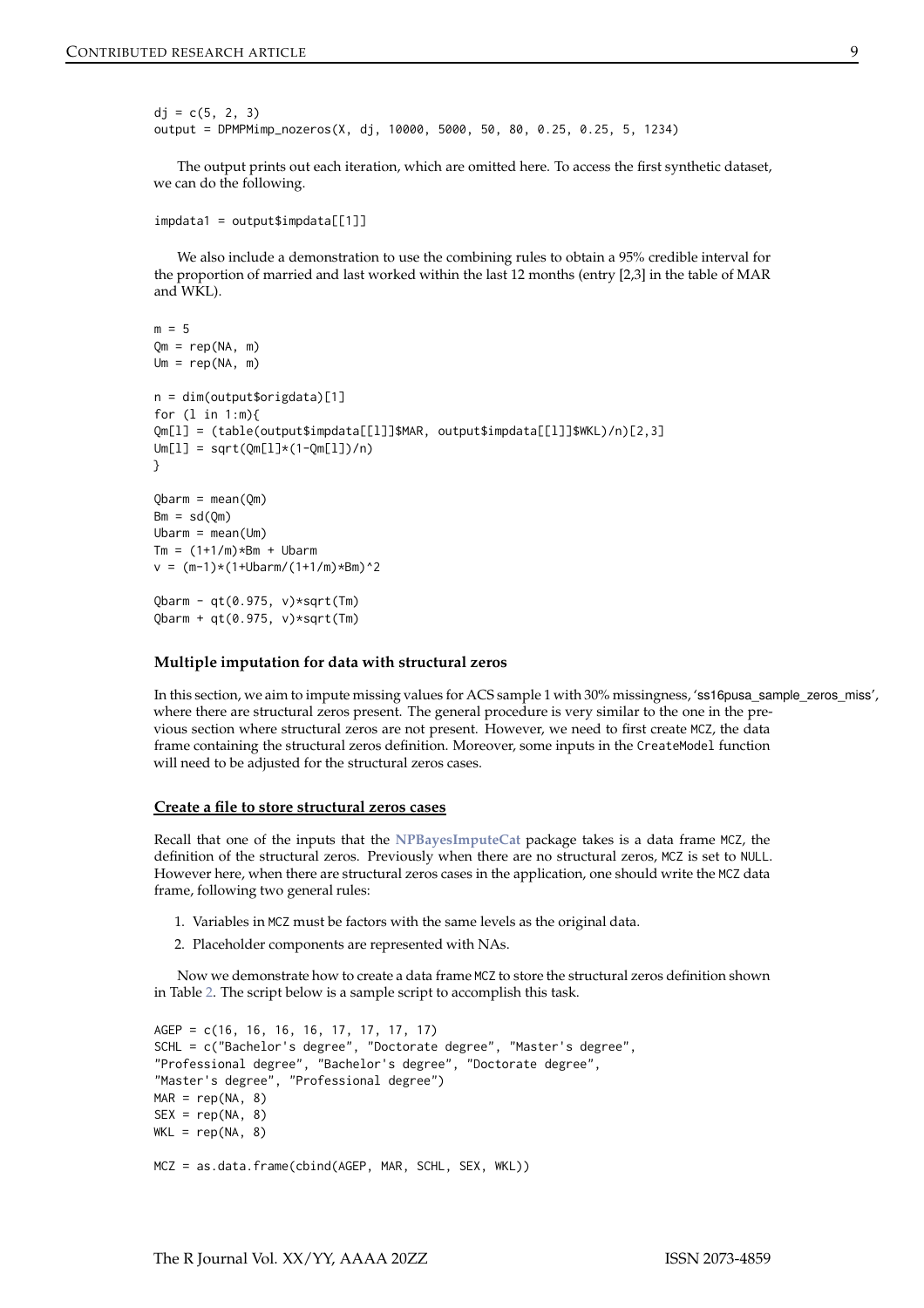```
dj = c(5, 2, 3)
output = DPMPMimp_nozeros(X, dj, 10000, 5000, 50, 80, 0.25, 0.25, 5, 1234)
```

The output prints out each iteration, which are omitted here. To access the first synthetic dataset, we can do the following.

```
impdata1 = output$impdata[[1]]
```

We also include a demonstration to use the combining rules to obtain a 95% credible interval for the proportion of married and last worked within the last 12 months (entry [2,3] in the table of MAR and WKL).

```
m = 5
Qm = rep(NA, m)
Um = rep(NA, m)

n = dim(output$origdata)[1]
for (l in 1:m){
Qm[l] = (table(output$impdata[[l]]$MAR, output$impdata[[l]]$WKL)/n)[2,3]
Um[l] = sqrt(Qm[l]*(1-Qm[l])/n)
}

Qbarm = mean(Qm)
Bm = sd(Qm)
Ubarm = mean(Um)
Tm = (1+1/m)*Bm + Ubarm
v = (m-1)*(1+Ubarm/(1+1/m)*Bm)^2

Qbarm - qt(0.975, v)*sqrt(Tm)
Qbarm + qt(0.975, v)*sqrt(Tm)
```

### Multiple imputation for data with structural zeros

In this section, we aim to impute missing values for ACS sample 1 with 30% missingness, 'ss16pusa_sample_zeros_miss', where there are structural zeros present. The general procedure is very similar to the one in the previous section where structural zeros are not present. However, we need to first create MCZ, the data frame containing the structural zeros definition. Moreover, some inputs in the CreateModel function will need to be adjusted for the structural zeros cases.

#### Create a file to store structural zeros cases

Recall that one of the inputs that the **NPBayesImputeCat** package takes is a data frame MCZ, the definition of the structural zeros. Previously when there are no structural zeros, MCZ is set to NULL. However here, when there are structural zeros cases in the application, one should write the MCZ data frame, following two general rules:

1. Variables in MCZ must be factors with the same levels as the original data.
2. Placeholder components are represented with NAs.

Now we demonstrate how to create a data frame MCZ to store the structural zeros definition shown in Table 2. The script below is a sample script to accomplish this task.

```
AGEP = c(16, 16, 16, 16, 17, 17, 17, 17)
SCHL = c("Bachelor's degree", "Doctorate degree", "Master's degree",
"Professional degree", "Bachelor's degree", "Doctorate degree",
"Master's degree", "Professional degree")
MAR = rep(NA, 8)
SEX = rep(NA, 8)
WKL = rep(NA, 8)

MCZ = as.data.frame(cbind(AGEP, MAR, SCHL, SEX, WKL))
```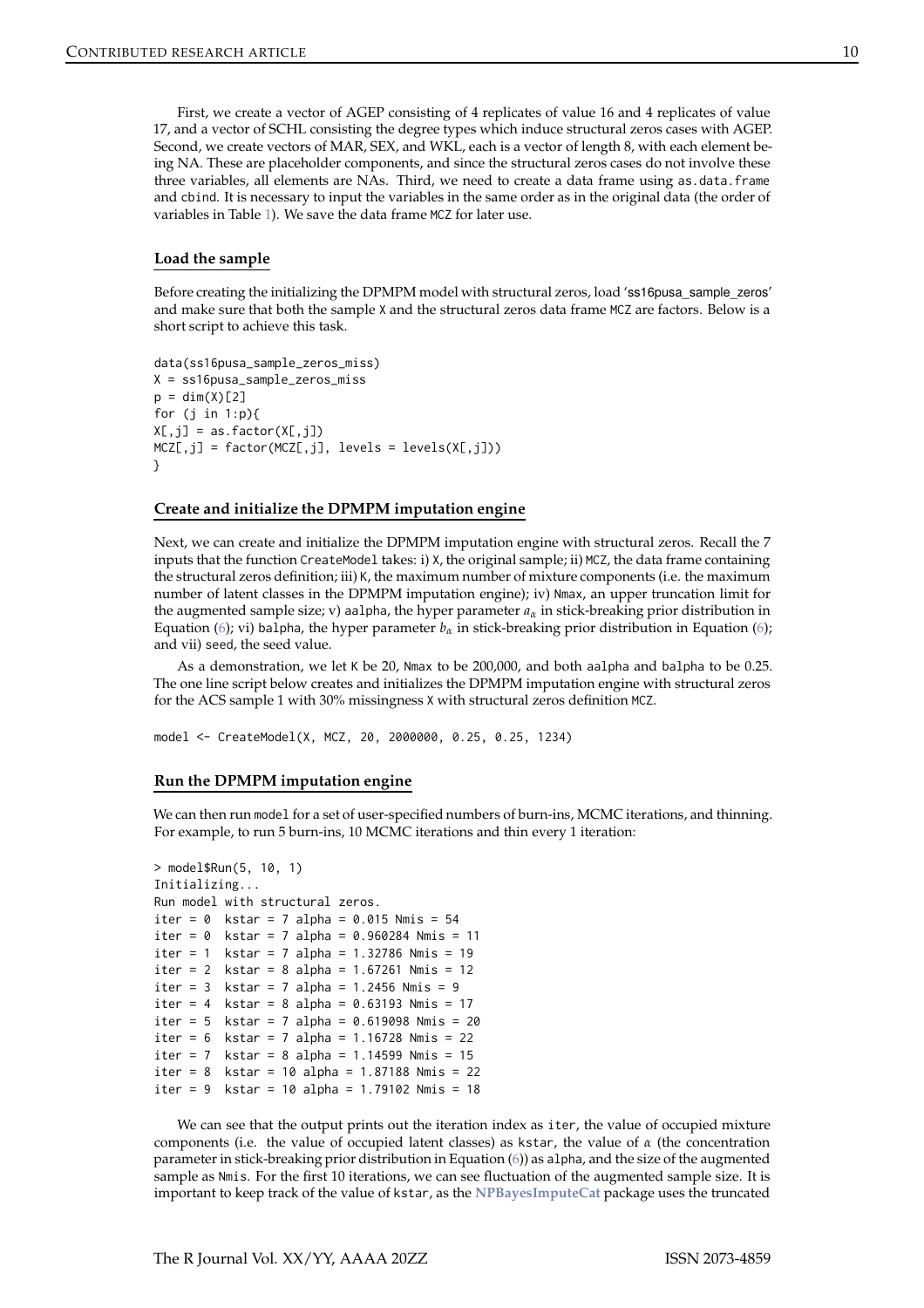First, we create a vector of AGEP consisting of 4 replicates of value 16 and 4 replicates of value 17, and a vector of SCHL consisting the degree types which induce structural zeros cases with AGEP. Second, we create vectors of MAR, SEX, and WKL, each is a vector of length 8, with each element being NA. These are placeholder components, and since the structural zeros cases do not involve these three variables, all elements are NAs. Third, we need to create a data frame using `as.data.frame` and `cbind`. It is necessary to input the variables in the same order as in the original data (the order of variables in Table 1). We save the data frame `MCZ` for later use.

### Load the sample

Before creating the initializing the DPMPM model with structural zeros, load 'ss16pusa_sample_zeros' and make sure that both the sample `X` and the structural zeros data frame `MCZ` are factors. Below is a short script to achieve this task.

```
data(ss16pusa_sample_zeros_miss)
X = ss16pusa_sample_zeros_miss
p = dim(X)[2]
for (j in 1:p){
X[,j] = as.factor(X[,j])
MCZ[,j] = factor(MCZ[,j], levels = levels(X[,j]))
}
```

### Create and initialize the DPMPM imputation engine

Next, we can create and initialize the DPMPM imputation engine with structural zeros. Recall the 7 inputs that the function `CreateModel` takes: i) `X`, the original sample; ii) `MCZ`, the data frame containing the structural zeros definition; iii) `K`, the maximum number of mixture components (i.e. the maximum number of latent classes in the DPMPM imputation engine); iv) `Nmax`, an upper truncation limit for the augmented sample size; v) `aalpha`, the hyper parameter $a_\alpha$ in stick-breaking prior distribution in Equation (6); vi) `balpha`, the hyper parameter $b_\alpha$ in stick-breaking prior distribution in Equation (6); and vii) `seed`, the seed value.

As a demonstration, we let `K` be 20, `Nmax` to be 200,000, and both `aalpha` and `balpha` to be 0.25. The one line script below creates and initializes the DPMPM imputation engine with structural zeros for the ACS sample 1 with 30% missingness `X` with structural zeros definition `MCZ`.

```
model <- CreateModel(X, MCZ, 20, 2000000, 0.25, 0.25, 1234)
```

### Run the DPMPM imputation engine

We can then run `model` for a set of user-specified numbers of burn-ins, MCMC iterations, and thinning. For example, to run 5 burn-ins, 10 MCMC iterations and thin every 1 iteration:

```
> model$Run(5, 10, 1)
Initializing...
Run model with structural zeros.
iter = 0  kstar = 7 alpha = 0.015 Nmis = 54
iter = 0  kstar = 7 alpha = 0.960284 Nmis = 11
iter = 1  kstar = 7 alpha = 1.32786 Nmis = 19
iter = 2  kstar = 8 alpha = 1.67261 Nmis = 12
iter = 3  kstar = 7 alpha = 1.2456 Nmis = 9
iter = 4  kstar = 8 alpha = 0.63193 Nmis = 17
iter = 5  kstar = 7 alpha = 0.619098 Nmis = 20
iter = 6  kstar = 7 alpha = 1.16728 Nmis = 22
iter = 7  kstar = 8 alpha = 1.14599 Nmis = 15
iter = 8  kstar = 10 alpha = 1.87188 Nmis = 22
iter = 9  kstar = 10 alpha = 1.79102 Nmis = 18
```

We can see that the output prints out the iteration index as `iter`, the value of occupied mixture components (i.e. the value of occupied latent classes) as `kstar`, the value of $\alpha$ (the concentration parameter in stick-breaking prior distribution in Equation (6)) as `alpha`, and the size of the augmented sample as `Nmis`. For the first 10 iterations, we can see fluctuation of the augmented sample size. It is important to keep track of the value of `kstar`, as the **NPBayesImputeCat** package uses the truncated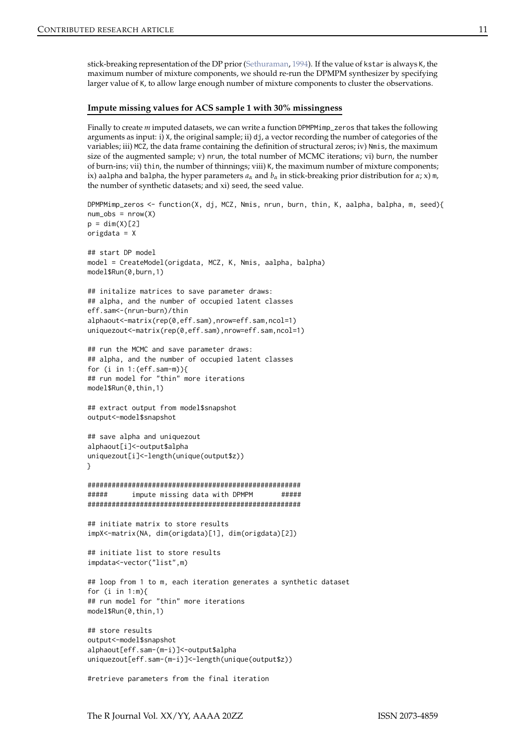stick-breaking representation of the DP prior (Sethuraman, 1994). If the value of kstar is always K, the maximum number of mixture components, we should re-run the DPMPM synthesizer by specifying larger value of K, to allow large enough number of mixture components to cluster the observations.

### Impute missing values for ACS sample 1 with 30% missingness

Finally to create $m$ imputed datasets, we can write a function DPMPMimp_zeros that takes the following arguments as input: i) X, the original sample; ii) dj, a vector recording the number of categories of the variables; iii) MCZ, the data frame containing the definition of structural zeros; iv) Nmis, the maximum size of the augmented sample; v) nrun, the total number of MCMC iterations; vi) burn, the number of burn-ins; vii) thin, the number of thinnings; viii) K, the maximum number of mixture components; ix) aalpha and balpha, the hyper parameters $a_\alpha$ and $b_\alpha$ in stick-breaking prior distribution for $\alpha$; x) m, the number of synthetic datasets; and xi) seed, the seed value.

```
DPMPMimp_zeros <- function(X, dj, MCZ, Nmis, nrun, burn, thin, K, aalpha, balpha, m, seed){
num_obs = nrow(X)
p = dim(X)[2]
origdata = X

## start DP model
model = CreateModel(origdata, MCZ, K, Nmis, aalpha, balpha)
model$Run(0,burn,1)

## initalize matrices to save parameter draws:
## alpha, and the number of occupied latent classes
eff.sam<-(nrun-burn)/thin
alphaout<-matrix(rep(0,eff.sam),nrow=eff.sam,ncol=1)
uniquezout<-matrix(rep(0,eff.sam),nrow=eff.sam,ncol=1)

## run the MCMC and save parameter draws:
## alpha, and the number of occupied latent classes
for (i in 1:(eff.sam-m)){
## run model for "thin" more iterations
model$Run(0,thin,1)

## extract output from model$snapshot
output<-model$snapshot

## save alpha and uniquezout
alphaout[i]<-output$alpha
uniquezout[i]<-length(unique(output$z))
}

####################################################
#####      impute missing data with DPMPM       #####
####################################################

## initiate matrix to store results
impX<-matrix(NA, dim(origdata)[1], dim(origdata)[2])

## initiate list to store results
impdata<-vector("list",m)

## loop from 1 to m, each iteration generates a synthetic dataset
for (i in 1:m){
## run model for "thin" more iterations
model$Run(0,thin,1)

## store results
output<-model$snapshot
alphaout[eff.sam-(m-i)]<-output$alpha
uniquezout[eff.sam-(m-i)]<-length(unique(output$z))

#retrieve parameters from the final iteration
```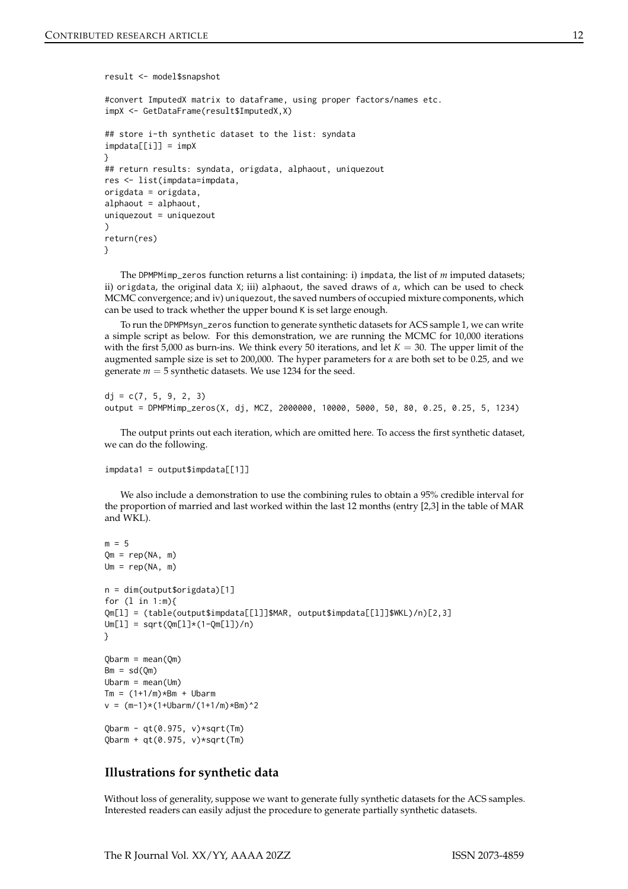```
result <- model$snapshot

#convert ImputedX matrix to dataframe, using proper factors/names etc.
impX <- GetDataFrame(result$ImputedX,X)

## store i-th synthetic dataset to the list: syndata
impdata[[i]] = impX
}
## return results: syndata, origdata, alphaout, uniquezout
res <- list(impdata=impdata,
origdata = origdata,
alphaout = alphaout,
uniquezout = uniquezout
)
return(res)
}
```

The DPMPMimp_zeros function returns a list containing: i) impdata, the list of $m$ imputed datasets; ii) origdata, the original data X; iii) alphaout, the saved draws of $\alpha$, which can be used to check MCMC convergence; and iv) uniquezout, the saved numbers of occupied mixture components, which can be used to track whether the upper bound K is set large enough.

To run the DPMPMsyn_zeros function to generate synthetic datasets for ACS sample 1, we can write a simple script as below. For this demonstration, we are running the MCMC for 10,000 iterations with the first 5,000 as burn-ins. We think every 50 iterations, and let $K = 30$. The upper limit of the augmented sample size is set to 200,000. The hyper parameters for $\alpha$ are both set to be 0.25, and we generate $m = 5$ synthetic datasets. We use 1234 for the seed.

```
dj = c(7, 5, 9, 2, 3)
output = DPMPMimp_zeros(X, dj, MCZ, 2000000, 10000, 5000, 50, 80, 0.25, 0.25, 5, 1234)
```

The output prints out each iteration, which are omitted here. To access the first synthetic dataset, we can do the following.

```
impdata1 = output$impdata[[1]]
```

We also include a demonstration to use the combining rules to obtain a 95% credible interval for the proportion of married and last worked within the last 12 months (entry [2,3] in the table of MAR and WKL).

```
m = 5
Qm = rep(NA, m)
Um = rep(NA, m)

n = dim(output$origdata)[1]
for (l in 1:m){
Qm[l] = (table(output$impdata[[l]]$MAR, output$impdata[[l]]$WKL)/n)[2,3]
Um[l] = sqrt(Qm[l]*(1-Qm[l])/n)
}

Qbarm = mean(Qm)
Bm = sd(Qm)
Ubarm = mean(Um)
Tm = (1+1/m)*Bm + Ubarm
v = (m-1)*(1+Ubarm/(1+1/m)*Bm)^2

Qbarm - qt(0.975, v)*sqrt(Tm)
Qbarm + qt(0.975, v)*sqrt(Tm)
```

## Illustrations for synthetic data

Without loss of generality, suppose we want to generate fully synthetic datasets for the ACS samples. Interested readers can easily adjust the procedure to generate partially synthetic datasets.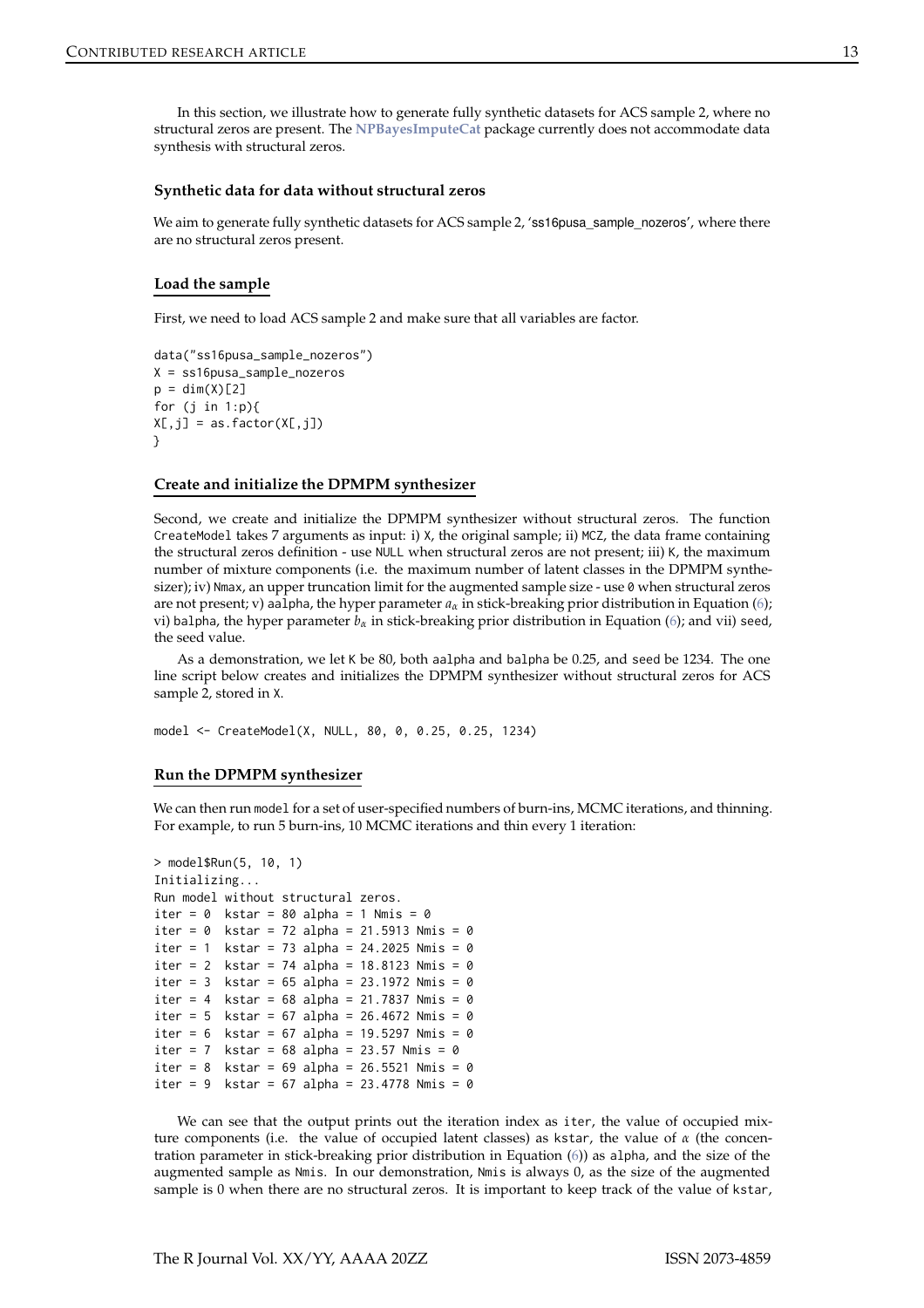In this section, we illustrate how to generate fully synthetic datasets for ACS sample 2, where no structural zeros are present. The **NPBayesImputeCat** package currently does not accommodate data synthesis with structural zeros.

### Synthetic data for data without structural zeros

We aim to generate fully synthetic datasets for ACS sample 2, 'ss16pusa_sample_nozeros', where there are no structural zeros present.

#### Load the sample

First, we need to load ACS sample 2 and make sure that all variables are factor.

```
data("ss16pusa_sample_nozeros")
X = ss16pusa_sample_nozeros
p = dim(X)[2]
for (j in 1:p){
X[,j] = as.factor(X[,j])
}
```

#### Create and initialize the DPMPM synthesizer

Second, we create and initialize the DPMPM synthesizer without structural zeros. The function `CreateModel` takes 7 arguments as input: i) `X`, the original sample; ii) `MCZ`, the data frame containing the structural zeros definition - use `NULL` when structural zeros are not present; iii) `K`, the maximum number of mixture components (i.e. the maximum number of latent classes in the DPMPM synthesizer); iv) `Nmax`, an upper truncation limit for the augmented sample size - use `0` when structural zeros are not present; v) `aalpha`, the hyper parameter $a_\alpha$ in stick-breaking prior distribution in Equation (6); vi) `balpha`, the hyper parameter $b_\alpha$ in stick-breaking prior distribution in Equation (6); and vii) `seed`, the seed value.

As a demonstration, we let `K` be 80, both `aalpha` and `balpha` be 0.25, and `seed` be 1234. The one line script below creates and initializes the DPMPM synthesizer without structural zeros for ACS sample 2, stored in `X`.

```
model <- CreateModel(X, NULL, 80, 0, 0.25, 0.25, 1234)
```

#### Run the DPMPM synthesizer

We can then run `model` for a set of user-specified numbers of burn-ins, MCMC iterations, and thinning. For example, to run 5 burn-ins, 10 MCMC iterations and thin every 1 iteration:

```
> model$Run(5, 10, 1)
Initializing...
Run model without structural zeros.
iter = 0  kstar = 80 alpha = 1 Nmis = 0
iter = 0  kstar = 72 alpha = 21.5913 Nmis = 0
iter = 1  kstar = 73 alpha = 24.2025 Nmis = 0
iter = 2  kstar = 74 alpha = 18.8123 Nmis = 0
iter = 3  kstar = 65 alpha = 23.1972 Nmis = 0
iter = 4  kstar = 68 alpha = 21.7837 Nmis = 0
iter = 5  kstar = 67 alpha = 26.4672 Nmis = 0
iter = 6  kstar = 67 alpha = 19.5297 Nmis = 0
iter = 7  kstar = 68 alpha = 23.57 Nmis = 0
iter = 8  kstar = 69 alpha = 26.5521 Nmis = 0
iter = 9  kstar = 67 alpha = 23.4778 Nmis = 0
```

We can see that the output prints out the iteration index as `iter`, the value of occupied mixture components (i.e. the value of occupied latent classes) as `kstar`, the value of $\alpha$ (the concentration parameter in stick-breaking prior distribution in Equation (6)) as `alpha`, and the size of the augmented sample as `Nmis`. In our demonstration, `Nmis` is always 0, as the size of the augmented sample is 0 when there are no structural zeros. It is important to keep track of the value of `kstar`,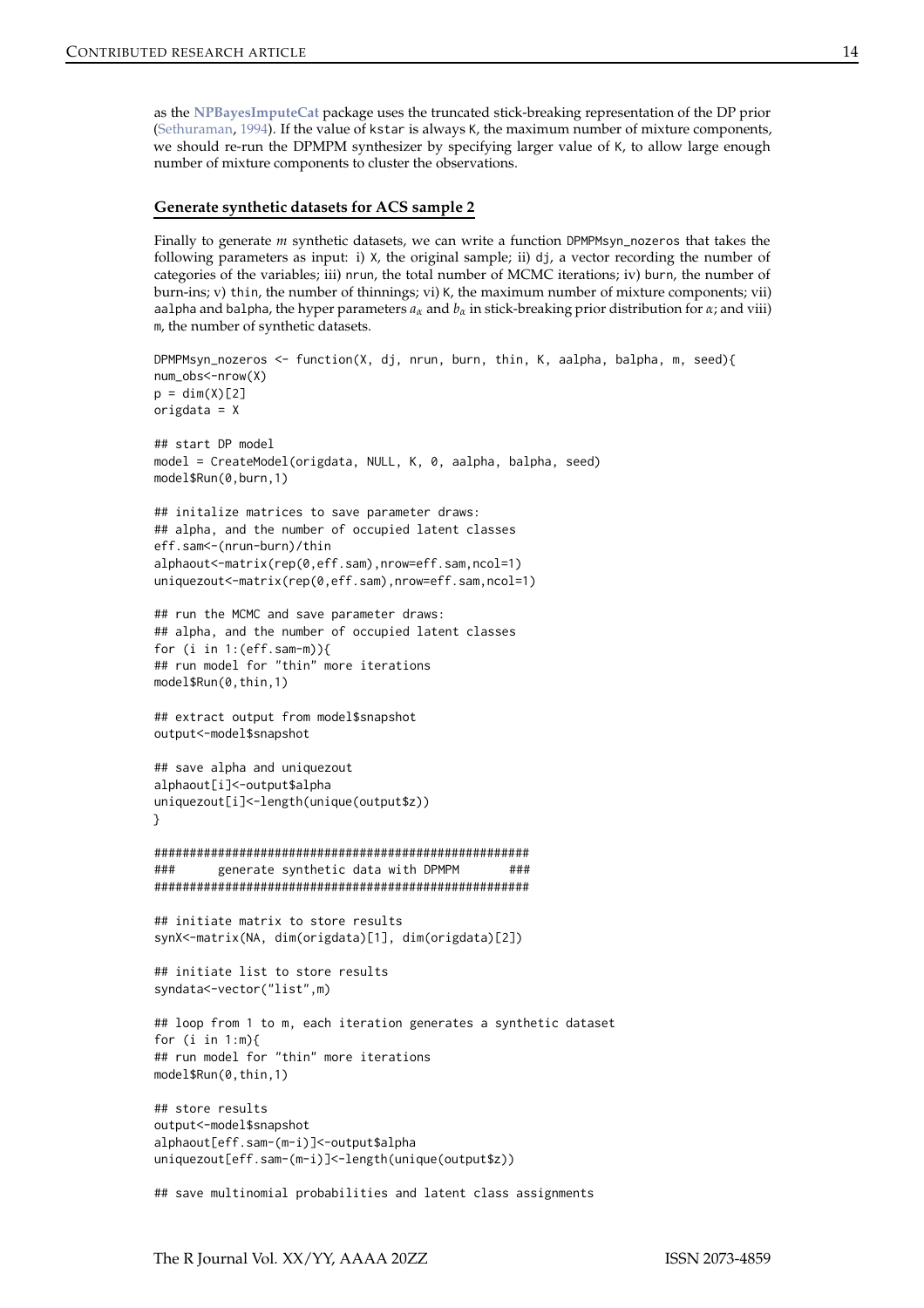as the **NPBayesImputeCat** package uses the truncated stick-breaking representation of the DP prior (Sethuraman, 1994). If the value of kstar is always K, the maximum number of mixture components, we should re-run the DPMPM synthesizer by specifying larger value of K, to allow large enough number of mixture components to cluster the observations.

### Generate synthetic datasets for ACS sample 2

Finally to generate $m$ synthetic datasets, we can write a function DPMPMsyn_nozeros that takes the following parameters as input: i) X, the original sample; ii) dj, a vector recording the number of categories of the variables; iii) nrun, the total number of MCMC iterations; iv) burn, the number of burn-ins; v) thin, the number of thinnings; vi) K, the maximum number of mixture components; vii) aalpha and balpha, the hyper parameters $a_\alpha$ and $b_\alpha$ in stick-breaking prior distribution for $\alpha$; and viii) m, the number of synthetic datasets.

```
DPMPMsyn_nozeros <- function(X, dj, nrun, burn, thin, K, aalpha, balpha, m, seed){
num_obs<-nrow(X)
p = dim(X)[2]
origdata = X

## start DP model
model = CreateModel(origdata, NULL, K, 0, aalpha, balpha, seed)
model$Run(0,burn,1)

## initalize matrices to save parameter draws:
## alpha, and the number of occupied latent classes
eff.sam<-(nrun-burn)/thin
alphaout<-matrix(rep(0,eff.sam),nrow=eff.sam,ncol=1)
uniquezout<-matrix(rep(0,eff.sam),nrow=eff.sam,ncol=1)

## run the MCMC and save parameter draws:
## alpha, and the number of occupied latent classes
for (i in 1:(eff.sam-m)){
## run model for "thin" more iterations
model$Run(0,thin,1)

## extract output from model$snapshot
output<-model$snapshot

## save alpha and uniquezout
alphaout[i]<-output$alpha
uniquezout[i]<-length(unique(output$z))
}

####################################################
###      generate synthetic data with DPMPM       ###
####################################################

## initiate matrix to store results
synX<-matrix(NA, dim(origdata)[1], dim(origdata)[2])

## initiate list to store results
syndata<-vector("list",m)

## loop from 1 to m, each iteration generates a synthetic dataset
for (i in 1:m){
## run model for "thin" more iterations
model$Run(0,thin,1)

## store results
output<-model$snapshot
alphaout[eff.sam-(m-i)]<-output$alpha
uniquezout[eff.sam-(m-i)]<-length(unique(output$z))

## save multinomial probabilities and latent class assignments
```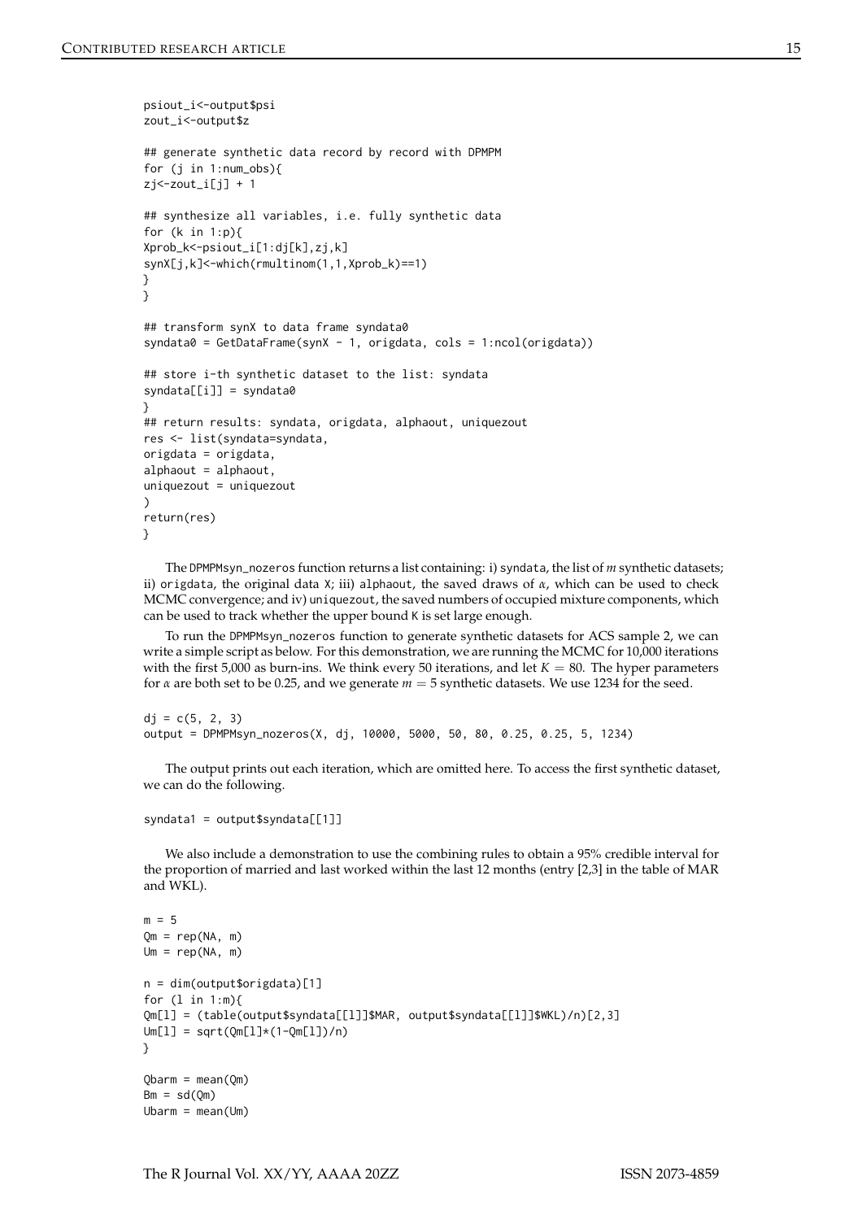```
psiout_i<-output$psi
zout_i<-output$z

## generate synthetic data record by record with DPMPM
for (j in 1:num_obs){
zj<-zout_i[j] + 1

## synthesize all variables, i.e. fully synthetic data
for (k in 1:p){
Xprob_k<-psiout_i[1:dj[k],zj,k]
synX[j,k]<-which(rmultinom(1,1,Xprob_k)==1)
}
}

## transform synX to data frame syndata0
syndata0 = GetDataFrame(synX - 1, origdata, cols = 1:ncol(origdata))

## store i-th synthetic dataset to the list: syndata
syndata[[i]] = syndata0
}
## return results: syndata, origdata, alphaout, uniquezout
res <- list(syndata=syndata,
origdata = origdata,
alphaout = alphaout,
uniquezout = uniquezout
)
return(res)
}
```

The DPMPMsyn_nozeros function returns a list containing: i) syndata, the list of $m$ synthetic datasets; ii) origdata, the original data X; iii) alphaout, the saved draws of $\alpha$, which can be used to check MCMC convergence; and iv) uniquezout, the saved numbers of occupied mixture components, which can be used to track whether the upper bound K is set large enough.

To run the DPMPMsyn_nozeros function to generate synthetic datasets for ACS sample 2, we can write a simple script as below. For this demonstration, we are running the MCMC for 10,000 iterations with the first 5,000 as burn-ins. We think every 50 iterations, and let $K = 80$. The hyper parameters for $\alpha$ are both set to be 0.25, and we generate $m = 5$ synthetic datasets. We use 1234 for the seed.

```
dj = c(5, 2, 3)
output = DPMPMsyn_nozeros(X, dj, 10000, 5000, 50, 80, 0.25, 0.25, 5, 1234)
```

The output prints out each iteration, which are omitted here. To access the first synthetic dataset, we can do the following.

```
syndata1 = output$syndata[[1]]
```

We also include a demonstration to use the combining rules to obtain a 95% credible interval for the proportion of married and last worked within the last 12 months (entry [2,3] in the table of MAR and WKL).

```
m = 5
Qm = rep(NA, m)
Um = rep(NA, m)

n = dim(output$origdata)[1]
for (l in 1:m){
Qm[l] = (table(output$syndata[[l]]$MAR, output$syndata[[l]]$WKL)/n)[2,3]
Um[l] = sqrt(Qm[l]*(1-Qm[l])/n)
}

Qbarm = mean(Qm)
Bm = sd(Qm)
Ubarm = mean(Um)
```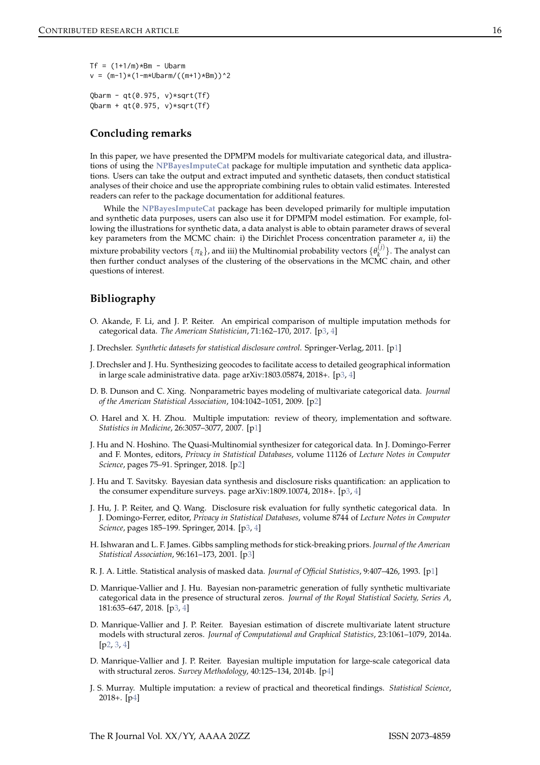```
Tf = (1+1/m)*Bm - Ubarm
v = (m-1)*(1-m*Ubarm/((m+1)*Bm))^2

Qbarm - qt(0.975, v)*sqrt(Tf)
Qbarm + qt(0.975, v)*sqrt(Tf)
```

## Concluding remarks

In this paper, we have presented the DPMPM models for multivariate categorical data, and illustrations of using the **NPBayesImputeCat** package for multiple imputation and synthetic data applications. Users can take the output and extract imputed and synthetic datasets, then conduct statistical analyses of their choice and use the appropriate combining rules to obtain valid estimates. Interested readers can refer to the package documentation for additional features.

While the **NPBayesImputeCat** package has been developed primarily for multiple imputation and synthetic data purposes, users can also use it for DPMPM model estimation. For example, following the illustrations for synthetic data, a data analyst is able to obtain parameter draws of several key parameters from the MCMC chain: i) the Dirichlet Process concentration parameter $\alpha$, ii) the mixture probability vectors $\{\pi_k\}$, and iii) the Multinomial probability vectors $\{\theta_k^{(j)}\}$. The analyst can then further conduct analyses of the clustering of the observations in the MCMC chain, and other questions of interest.

## Bibliography

O. Akande, F. Li, and J. P. Reiter. An empirical comparison of multiple imputation methods for categorical data. *The American Statistician*, 71:162–170, 2017. [p3, 4]

J. Drechsler. *Synthetic datasets for statistical disclosure control*. Springer-Verlag, 2011. [p1]

J. Drechsler and J. Hu. Synthesizing geocodes to facilitate access to detailed geographical information in large scale administrative data. page arXiv:1803.05874, 2018+. [p3, 4]

D. B. Dunson and C. Xing. Nonparametric bayes modeling of multivariate categorical data. *Journal of the American Statistical Association*, 104:1042–1051, 2009. [p2]

O. Harel and X. H. Zhou. Multiple imputation: review of theory, implementation and software. *Statistics in Medicine*, 26:3057–3077, 2007. [p1]

J. Hu and N. Hoshino. The Quasi-Multinomial synthesizer for categorical data. In J. Domingo-Ferrer and F. Montes, editors, *Privacy in Statistical Databases*, volume 11126 of *Lecture Notes in Computer Science*, pages 75–91. Springer, 2018. [p2]

J. Hu and T. Savitsky. Bayesian data synthesis and disclosure risks quantification: an application to the consumer expenditure surveys. page arXiv:1809.10074, 2018+. [p3, 4]

J. Hu, J. P. Reiter, and Q. Wang. Disclosure risk evaluation for fully synthetic categorical data. In J. Domingo-Ferrer, editor, *Privacy in Statistical Databases*, volume 8744 of *Lecture Notes in Computer Science*, pages 185–199. Springer, 2014. [p3, 4]

H. Ishwaran and L. F. James. Gibbs sampling methods for stick-breaking priors. *Journal of the American Statistical Association*, 96:161–173, 2001. [p3]

R. J. A. Little. Statistical analysis of masked data. *Journal of Official Statistics*, 9:407–426, 1993. [p1]

D. Manrique-Vallier and J. Hu. Bayesian non-parametric generation of fully synthetic multivariate categorical data in the presence of structural zeros. *Journal of the Royal Statistical Society, Series A*, 181:635–647, 2018. [p3, 4]

D. Manrique-Vallier and J. P. Reiter. Bayesian estimation of discrete multivariate latent structure models with structural zeros. *Journal of Computational and Graphical Statistics*, 23:1061–1079, 2014a. [p2, 3, 4]

D. Manrique-Vallier and J. P. Reiter. Bayesian multiple imputation for large-scale categorical data with structural zeros. *Survey Methodology*, 40:125–134, 2014b. [p4]

J. S. Murray. Multiple imputation: a review of practical and theoretical findings. *Statistical Science*, 2018+. [p4]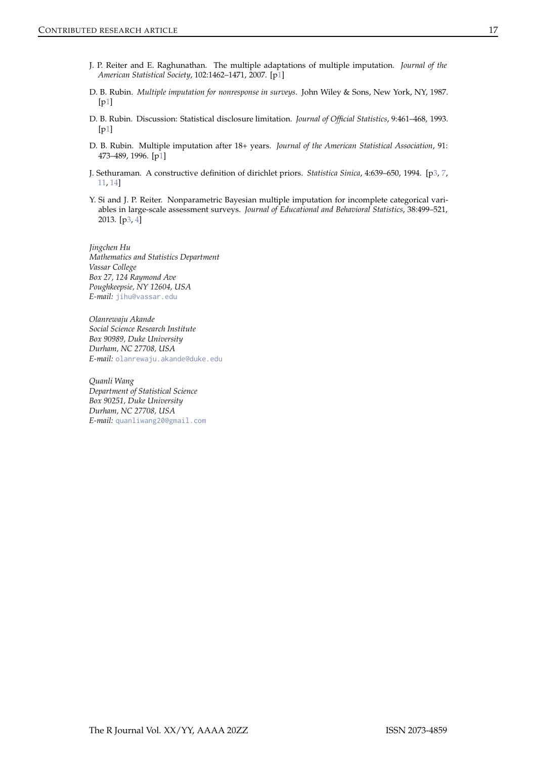J. P. Reiter and E. Raghunathan. The multiple adaptations of multiple imputation. *Journal of the American Statistical Society*, 102:1462–1471, 2007. [p1]

D. B. Rubin. *Multiple imputation for nonresponse in surveys*. John Wiley & Sons, New York, NY, 1987. [p1]

D. B. Rubin. Discussion: Statistical disclosure limitation. *Journal of Official Statistics*, 9:461–468, 1993. [p1]

D. B. Rubin. Multiple imputation after 18+ years. *Journal of the American Statistical Association*, 91: 473–489, 1996. [p1]

J. Sethuraman. A constructive definition of dirichlet priors. *Statistica Sinica*, 4:639–650, 1994. [p3, 7, 11, 14]

Y. Si and J. P. Reiter. Nonparametric Bayesian multiple imputation for incomplete categorical variables in large-scale assessment surveys. *Journal of Educational and Behavioral Statistics*, 38:499–521, 2013. [p3, 4]

*Jingchen Hu*
*Mathematics and Statistics Department*
*Vassar College*
*Box 27, 124 Raymond Ave*
*Poughkeepsie, NY 12604, USA*
*E-mail:* jihu@vassar.edu

*Olanrewaju Akande*
*Social Science Research Institute*
*Box 90989, Duke University*
*Durham, NC 27708, USA*
*E-mail:* olanrewaju.akande@duke.edu

*Quanli Wang*
*Department of Statistical Science*
*Box 90251, Duke University*
*Durham, NC 27708, USA*
*E-mail:* quanliwang20@gmail.com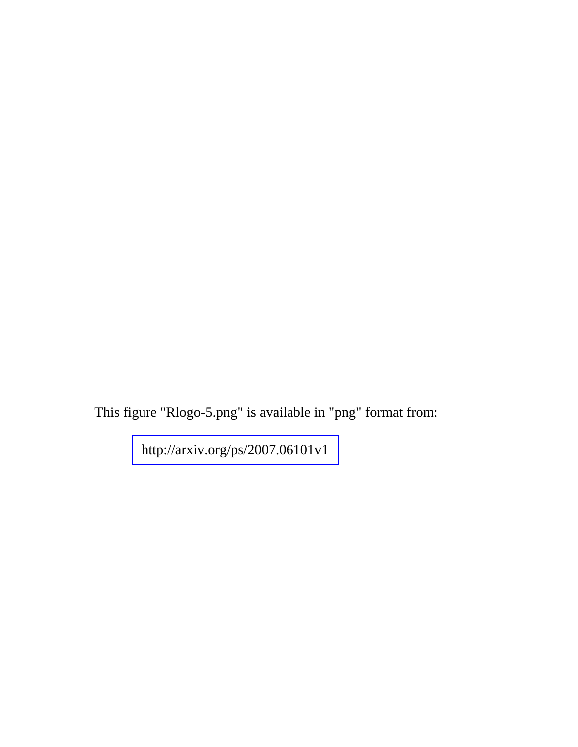This figure "Rlogo-5.png" is available in "png" format from:

http://arxiv.org/ps/2007.06101v1